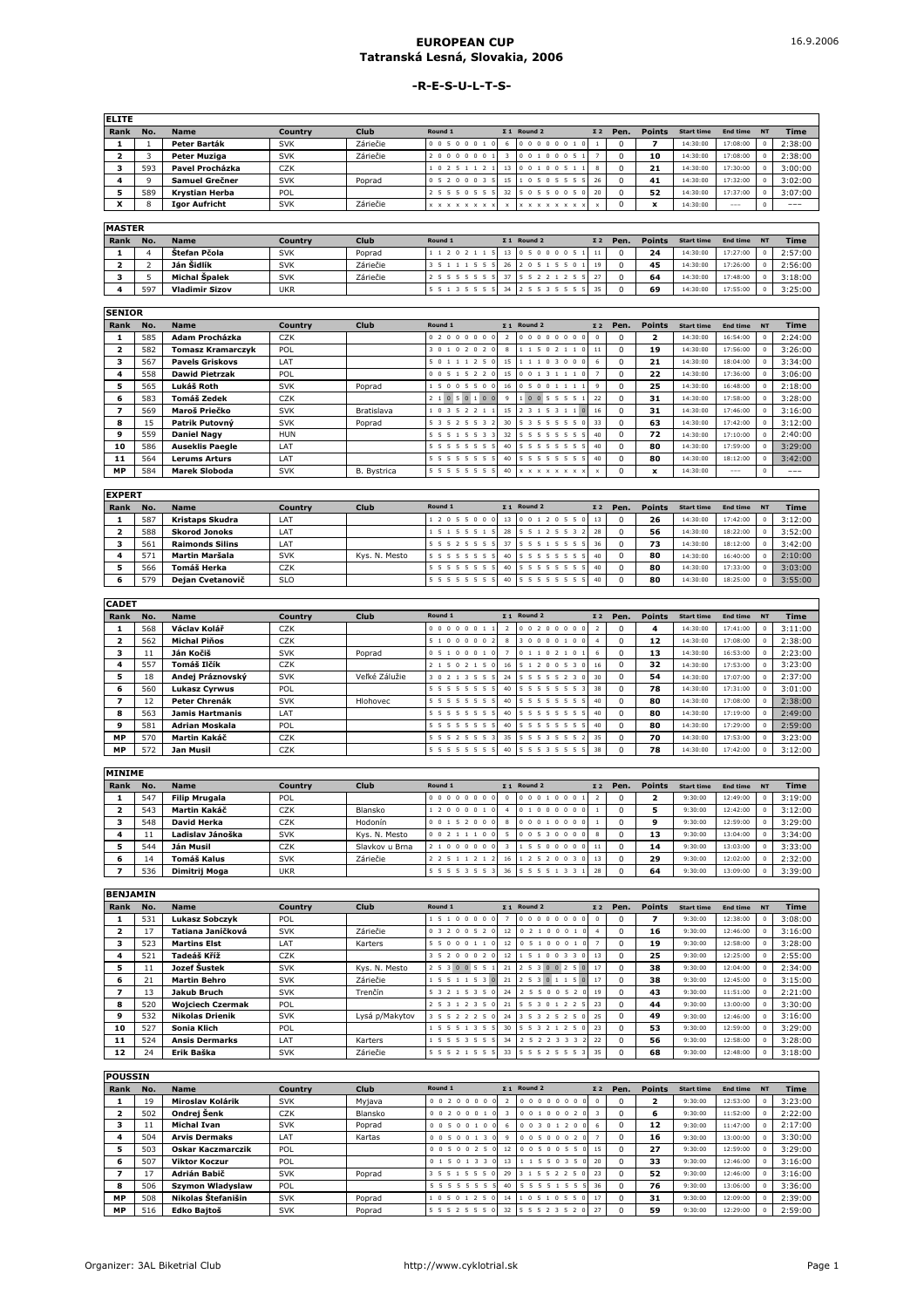# EUROPEAN CUP
## Tatranská Lesná, Slovakia, 2006

16.9.2006

### -R-E-S-U-L-T-S-

**ELITE**

| Rank | No. | Name | Country | Club | Round 1 | Σ 1 | Round 2 | Σ 2 | Pen. | Points | Start time | End time | NT | Time |
|---|---|---|---|---|---|---|---|---|---|---|---|---|---|---|
| 1 | 1 | Peter Barták | SVK | Záriečie | 0 0 5 0 0 0 1 0 | 6 | 0 0 0 0 0 0 1 0 | 1 | 0 | 7 | 14:30:00 | 17:08:00 | 0 | 2:38:00 |
| 2 | 3 | Peter Muziga | SVK | Záriečie | 2 0 0 0 0 0 0 1 | 3 | 0 0 1 0 0 0 5 1 | 7 | 0 | 10 | 14:30:00 | 17:08:00 | 0 | 2:38:00 |
| 3 | 593 | Pavel Procházka | CZK | | 1 0 2 5 1 1 2 1 | 13 | 0 0 1 0 0 5 1 1 | 8 | 0 | 21 | 14:30:00 | 17:30:00 | 0 | 3:00:00 |
| 4 | 9 | Samuel Grečner | SVK | Poprad | 0 5 2 0 0 0 3 5 | 15 | 1 0 5 0 5 5 5 5 | 26 | 0 | 41 | 14:30:00 | 17:32:00 | 0 | 3:02:00 |
| 5 | 589 | Krystian Herba | POL | | 2 5 5 5 0 5 5 5 | 32 | 5 0 5 5 0 0 5 0 | 20 | 0 | 52 | 14:30:00 | 17:37:00 | 0 | 3:07:00 |
| X | 8 | Igor Aufricht | SVK | Záriečie | x x x x x x x x | x | x x x x x x x x | x | 0 | x | 14:30:00 | --- | 0 | --- |

**MASTER**

| Rank | No. | Name | Country | Club | Round 1 | Σ 1 | Round 2 | Σ 2 | Pen. | Points | Start time | End time | NT | Time |
|---|---|---|---|---|---|---|---|---|---|---|---|---|---|---|
| 1 | 4 | Štefan Pčola | SVK | Poprad | 1 1 2 0 2 1 1 5 | 13 | 0 5 0 0 0 0 5 1 | 11 | 0 | 24 | 14:30:00 | 17:27:00 | 0 | 2:57:00 |
| 2 | 2 | Ján Šidlík | SVK | Záriečie | 3 5 1 1 1 5 5 5 | 26 | 2 0 5 1 5 5 0 1 | 19 | 0 | 45 | 14:30:00 | 17:26:00 | 0 | 2:56:00 |
| 3 | 5 | Michal Špalek | SVK | Záriečie | 2 5 5 5 5 5 5 5 | 37 | 5 5 2 2 1 2 5 5 | 27 | 0 | 64 | 14:30:00 | 17:48:00 | 0 | 3:18:00 |
| 4 | 597 | Vladimir Sizov | UKR | | 5 5 1 3 5 5 5 5 | 34 | 2 5 5 3 5 5 5 5 | 35 | 0 | 69 | 14:30:00 | 17:55:00 | 0 | 3:25:00 |

**SENIOR**

| Rank | No. | Name | Country | Club | Round 1 | Σ 1 | Round 2 | Σ 2 | Pen. | Points | Start time | End time | NT | Time |
|---|---|---|---|---|---|---|---|---|---|---|---|---|---|---|
| 1 | 585 | Adam Procházka | CZK | | 0 2 0 0 0 0 0 0 | 2 | 0 0 0 0 0 0 0 0 | 0 | 0 | 2 | 14:30:00 | 16:54:00 | 0 | 2:24:00 |
| 2 | 582 | Tomasz Kramarczyk | POL | | 3 0 1 0 2 0 2 0 | 8 | 1 1 5 0 2 1 1 0 | 11 | 0 | 19 | 14:30:00 | 17:56:00 | 0 | 3:26:00 |
| 3 | 567 | Pavels Griskovs | LAT | | 5 0 1 1 1 2 5 0 | 15 | 1 1 1 0 3 0 0 0 | 6 | 0 | 21 | 14:30:00 | 18:04:00 | 0 | 3:34:00 |
| 4 | 558 | Dawid Pietrzak | POL | | 0 0 5 1 5 2 2 0 | 15 | 0 0 1 3 1 1 1 0 | 7 | 0 | 22 | 14:30:00 | 17:36:00 | 0 | 3:06:00 |
| 5 | 565 | Lukáš Roth | SVK | Poprad | 1 5 0 0 5 5 0 0 | 16 | 0 5 0 0 1 1 1 1 | 9 | 0 | 25 | 14:30:00 | 16:48:00 | 0 | 2:18:00 |
| 6 | 583 | Tomáš Zedek | CZK | | 2 1 0 5 0 1 0 0 | 9 | 1 0 0 5 5 5 5 1 | 22 | 0 | 31 | 14:30:00 | 17:58:00 | 0 | 3:28:00 |
| 7 | 569 | Maroš Priečko | SVK | Bratislava | 1 0 3 5 2 2 1 1 | 15 | 2 3 1 5 3 1 1 0 | 16 | 0 | 31 | 14:30:00 | 17:46:00 | 0 | 3:16:00 |
| 8 | 15 | Patrik Putovný | SVK | Poprad | 5 3 5 2 5 5 3 2 | 30 | 5 3 5 5 5 5 5 0 | 33 | 0 | 63 | 14:30:00 | 17:42:00 | 0 | 3:12:00 |
| 9 | 559 | Daniel Nagy | HUN | | 5 5 5 1 5 5 3 3 | 32 | 5 5 5 5 5 5 5 5 | 40 | 0 | 72 | 14:30:00 | 17:10:00 | 0 | 2:40:00 |
| 10 | 586 | Auseklis Paegle | LAT | | 5 5 5 5 5 5 5 5 | 40 | 5 5 5 5 5 5 5 5 | 40 | 0 | 80 | 14:30:00 | 17:59:00 | 0 | 3:29:00 |
| 11 | 564 | Lerums Arturs | LAT | | 5 5 5 5 5 5 5 5 | 40 | 5 5 5 5 5 5 5 5 | 40 | 0 | 80 | 14:30:00 | 18:12:00 | 0 | 3:42:00 |
| MP | 584 | Marek Sloboda | SVK | B. Bystrica | 5 5 5 5 5 5 5 5 | 40 | x x x x x x x x | x | 0 | x | 14:30:00 | --- | 0 | --- |

**EXPERT**

| Rank | No. | Name | Country | Club | Round 1 | Σ 1 | Round 2 | Σ 2 | Pen. | Points | Start time | End time | NT | Time |
|---|---|---|---|---|---|---|---|---|---|---|---|---|---|---|
| 1 | 587 | Kristaps Skudra | LAT | | 1 2 0 5 5 0 0 0 | 13 | 0 0 1 2 0 5 5 0 | 13 | 0 | 26 | 14:30:00 | 17:42:00 | 0 | 3:12:00 |
| 2 | 588 | Skorod Jonoks | LAT | | 1 5 1 5 5 5 1 5 | 28 | 5 5 1 2 5 5 3 2 | 28 | 0 | 56 | 14:30:00 | 18:22:00 | 0 | 3:52:00 |
| 3 | 561 | Raimonds Silins | LAT | | 5 5 5 2 5 5 5 5 | 37 | 5 5 5 1 5 5 5 5 | 36 | 0 | 73 | 14:30:00 | 18:12:00 | 0 | 3:42:00 |
| 4 | 571 | Martin Maršala | SVK | Kys. N. Mesto | 5 5 5 5 5 5 5 5 | 40 | 5 5 5 5 5 5 5 5 | 40 | 0 | 80 | 14:30:00 | 16:40:00 | 0 | 2:10:00 |
| 5 | 566 | Tomáš Herka | CZK | | 5 5 5 5 5 5 5 5 | 40 | 5 5 5 5 5 5 5 5 | 40 | 0 | 80 | 14:30:00 | 17:33:00 | 0 | 3:03:00 |
| 6 | 579 | Dejan Cvetanovič | SLO | | 5 5 5 5 5 5 5 5 | 40 | 5 5 5 5 5 5 5 5 | 40 | 0 | 80 | 14:30:00 | 18:25:00 | 0 | 3:55:00 |

**CADET**

| Rank | No. | Name | Country | Club | Round 1 | Σ 1 | Round 2 | Σ 2 | Pen. | Points | Start time | End time | NT | Time |
|---|---|---|---|---|---|---|---|---|---|---|---|---|---|---|
| 1 | 568 | Václav Kolář | CZK | | 0 0 0 0 0 0 1 1 | 2 | 0 0 2 0 0 0 0 0 | 2 | 0 | 4 | 14:30:00 | 17:41:00 | 0 | 3:11:00 |
| 2 | 562 | Michal Piňos | CZK | | 5 1 0 0 0 0 0 2 | 8 | 3 0 0 0 0 1 0 0 | 4 | 0 | 12 | 14:30:00 | 17:08:00 | 0 | 2:38:00 |
| 3 | 11 | Ján Kočiš | SVK | Poprad | 0 5 1 0 0 0 1 0 | 7 | 0 1 1 0 2 1 0 1 | 6 | 0 | 13 | 14:30:00 | 16:53:00 | 0 | 2:23:00 |
| 4 | 557 | Tomáš Ilčík | CZK | | 2 1 5 0 2 1 5 0 | 16 | 5 1 2 0 0 5 3 0 | 16 | 0 | 32 | 14:30:00 | 17:53:00 | 0 | 3:23:00 |
| 5 | 18 | Andej Práznovský | SVK | Veľké Záluže | 3 0 2 1 3 5 5 5 | 24 | 5 5 5 5 5 2 3 0 | 30 | 0 | 54 | 14:30:00 | 17:07:00 | 0 | 2:37:00 |
| 6 | 560 | Lukasz Cyrwus | POL | | 5 5 5 5 5 5 5 5 | 40 | 5 5 5 5 5 5 5 3 | 38 | 0 | 78 | 14:30:00 | 17:31:00 | 0 | 3:01:00 |
| 7 | 12 | Peter Chrenák | SVK | Hlohovec | 5 5 5 5 5 5 5 5 | 40 | 5 5 5 5 5 5 5 5 | 40 | 0 | 80 | 14:30:00 | 17:08:00 | 0 | 2:38:00 |
| 8 | 563 | Jamis Hartmanis | LAT | | 5 5 5 5 5 5 5 5 | 40 | 5 5 5 5 5 5 5 5 | 40 | 0 | 80 | 14:30:00 | 17:19:00 | 0 | 2:49:00 |
| 9 | 581 | Adrian Moskala | POL | | 5 5 5 5 5 5 5 5 | 40 | 5 5 5 5 5 5 5 5 | 40 | 0 | 80 | 14:30:00 | 17:29:00 | 0 | 2:59:00 |
| MP | 570 | Martin Kakáč | CZK | | 5 5 5 2 5 5 5 3 | 35 | 5 5 5 3 5 5 5 2 | 35 | 0 | 70 | 14:30:00 | 17:53:00 | 0 | 3:23:00 |
| MP | 572 | Jan Musil | CZK | | 5 5 5 5 5 5 5 5 | 40 | 5 5 5 3 5 5 5 5 | 38 | 0 | 78 | 14:30:00 | 17:42:00 | 0 | 3:12:00 |

**MINIME**

| Rank | No. | Name | Country | Club | Round 1 | Σ 1 | Round 2 | Σ 2 | Pen. | Points | Start time | End time | NT | Time |
|---|---|---|---|---|---|---|---|---|---|---|---|---|---|---|
| 1 | 547 | Filip Mrugala | POL | | 0 0 0 0 0 0 0 0 | 0 | 0 0 0 1 0 0 0 1 | 2 | 0 | 2 | 9:30:00 | 12:49:00 | 0 | 3:19:00 |
| 2 | 543 | Martin Kakáč | CZK | Blansko | 1 2 0 0 0 0 1 0 | 4 | 0 1 0 0 0 0 0 0 | 1 | 0 | 5 | 9:30:00 | 12:42:00 | 0 | 3:12:00 |
| 3 | 548 | David Herka | CZK | Hodonín | 0 0 1 5 2 0 0 0 | 8 | 0 0 0 1 0 0 0 0 | 1 | 0 | 9 | 9:30:00 | 12:59:00 | 0 | 3:29:00 |
| 4 | 11 | Ladislav Jánoška | SVK | Kys. N. Mesto | 0 0 2 1 1 1 0 0 | 5 | 0 0 5 3 0 0 0 0 | 8 | 0 | 13 | 9:30:00 | 13:04:00 | 0 | 3:34:00 |
| 5 | 544 | Ján Musil | CZK | Slavkov u Brna | 2 1 0 0 0 0 0 0 | 3 | 1 5 5 0 0 0 0 0 | 11 | 0 | 14 | 9:30:00 | 13:03:00 | 0 | 3:33:00 |
| 6 | 14 | Tomáš Kalus | SVK | Záriečie | 2 2 5 1 1 2 1 2 | 16 | 1 2 5 2 0 0 3 0 | 13 | 0 | 29 | 9:30:00 | 12:02:00 | 0 | 2:32:00 |
| 7 | 536 | Dimitrij Moga | UKR | | 5 5 5 5 3 5 5 3 | 36 | 5 5 5 5 1 3 3 1 | 28 | 0 | 64 | 9:30:00 | 13:09:00 | 0 | 3:39:00 |

**BENJAMIN**

| Rank | No. | Name | Country | Club | Round 1 | Σ 1 | Round 2 | Σ 2 | Pen. | Points | Start time | End time | NT | Time |
|---|---|---|---|---|---|---|---|---|---|---|---|---|---|---|
| 1 | 531 | Lukasz Sobczyk | POL | | 1 5 1 0 0 0 0 0 | 7 | 0 0 0 0 0 0 0 0 | 0 | 0 | 7 | 9:30:00 | 12:38:00 | 0 | 3:08:00 |
| 2 | 17 | Tatiana Janíčková | SVK | Záriečie | 0 3 2 0 0 5 2 0 | 12 | 0 2 1 0 0 0 1 0 | 4 | 0 | 16 | 9:30:00 | 12:46:00 | 0 | 3:16:00 |
| 3 | 523 | Martins Elst | LAT | Karters | 5 5 0 0 0 1 1 0 | 12 | 0 5 1 0 0 0 1 0 | 7 | 0 | 19 | 9:30:00 | 12:58:00 | 0 | 3:28:00 |
| 4 | 521 | Tadeáš Kříž | CZK | | 3 5 2 0 0 0 2 0 | 12 | 1 5 1 0 0 3 3 0 | 13 | 0 | 25 | 9:30:00 | 12:25:00 | 0 | 2:55:00 |
| 5 | 11 | Jozef Šustek | SVK | Kys. N. Mesto | 2 5 3 0 0 5 5 1 | 21 | 2 5 3 0 0 2 5 0 | 17 | 0 | 38 | 9:30:00 | 12:04:00 | 0 | 2:34:00 |
| 6 | 21 | Martin Behro | SVK | Záriečie | 1 5 5 1 1 5 3 0 | 21 | 2 5 3 0 1 1 5 0 | 17 | 0 | 38 | 9:30:00 | 12:45:00 | 0 | 3:15:00 |
| 7 | 13 | Jakub Bruch | SVK | Trenčín | 5 3 2 1 5 3 5 0 | 24 | 2 5 5 0 0 5 2 0 | 19 | 0 | 43 | 9:30:00 | 11:51:00 | 0 | 2:21:00 |
| 8 | 520 | Wojciech Czermak | POL | | 2 5 3 1 2 3 5 0 | 21 | 5 5 3 0 1 2 2 5 | 23 | 0 | 44 | 9:30:00 | 13:00:00 | 0 | 3:30:00 |
| 9 | 532 | Nikolas Drienik | SVK | Lysá p/Makytov | 3 5 5 2 2 2 5 0 | 24 | 3 5 3 2 5 2 5 0 | 25 | 0 | 49 | 9:30:00 | 12:46:00 | 0 | 3:16:00 |
| 10 | 527 | Sonia Klich | POL | | 1 5 5 5 1 3 5 5 | 30 | 5 5 3 2 1 2 5 0 | 23 | 0 | 53 | 9:30:00 | 12:59:00 | 0 | 3:29:00 |
| 11 | 524 | Ansis Dermarks | LAT | Karters | 1 5 5 5 3 5 5 5 | 34 | 2 5 2 2 3 3 3 2 | 22 | 0 | 56 | 9:30:00 | 12:58:00 | 0 | 3:28:00 |
| 12 | 24 | Erik Baška | SVK | Záriečie | 5 5 5 2 1 5 5 5 | 33 | 5 5 5 2 5 5 5 3 | 35 | 0 | 68 | 9:30:00 | 12:48:00 | 0 | 3:18:00 |

**POUSSIN**

| Rank | No. | Name | Country | Club | Round 1 | Σ 1 | Round 2 | Σ 2 | Pen. | Points | Start time | End time | NT | Time |
|---|---|---|---|---|---|---|---|---|---|---|---|---|---|---|
| 1 | 19 | Miroslav Kolárik | SVK | Myjava | 0 0 2 0 0 0 0 0 | 2 | 0 0 0 0 0 0 0 0 | 0 | 0 | 2 | 9:30:00 | 12:53:00 | 0 | 3:23:00 |
| 2 | 502 | Ondrej Šenk | CZK | Blansko | 0 0 2 0 0 0 1 0 | 3 | 0 0 1 0 0 0 2 0 | 3 | 0 | 6 | 9:30:00 | 11:52:00 | 0 | 2:22:00 |
| 3 | 11 | Michal Ivan | SVK | Poprad | 0 0 5 0 0 1 0 0 | 6 | 0 0 3 0 1 2 0 0 | 6 | 0 | 12 | 9:30:00 | 11:47:00 | 0 | 2:17:00 |
| 4 | 504 | Arvis Dermaks | LAT | Kartas | 0 0 5 0 0 1 3 0 | 9 | 0 0 5 0 0 0 2 0 | 7 | 0 | 16 | 9:30:00 | 13:00:00 | 0 | 3:30:00 |
| 5 | 503 | Oskar Kaczmarczik | POL | | 0 0 5 0 0 2 5 0 | 12 | 0 0 5 0 0 5 5 0 | 15 | 0 | 27 | 9:30:00 | 12:59:00 | 0 | 3:29:00 |
| 6 | 507 | Viktor Koczur | POL | | 0 1 5 0 1 3 3 0 | 13 | 1 1 5 5 0 3 5 0 | 20 | 0 | 33 | 9:30:00 | 12:46:00 | 0 | 3:16:00 |
| 7 | 17 | Adrián Babič | SVK | Poprad | 3 5 5 1 5 5 5 0 | 29 | 3 1 5 5 2 2 5 0 | 23 | 0 | 52 | 9:30:00 | 12:46:00 | 0 | 3:16:00 |
| 8 | 506 | Szymon Wladyslaw | POL | | 5 5 5 5 5 5 5 5 | 40 | 5 5 5 5 1 5 5 5 | 36 | 0 | 76 | 9:30:00 | 13:06:00 | 0 | 3:36:00 |
| MP | 508 | Nikolas Štefanišin | SVK | Poprad | 1 0 5 0 1 2 5 0 | 14 | 1 0 5 1 0 5 5 0 | 17 | 0 | 31 | 9:30:00 | 12:09:00 | 0 | 2:39:00 |
| MP | 516 | Edko Bajtoš | SVK | Poprad | 5 5 5 2 5 5 5 0 | 32 | 5 5 5 2 3 5 2 0 | 27 | 0 | 59 | 9:30:00 | 12:29:00 | 0 | 2:59:00 |

Organizer: 3AL Biketrial Club | http://www.cyklotrial.sk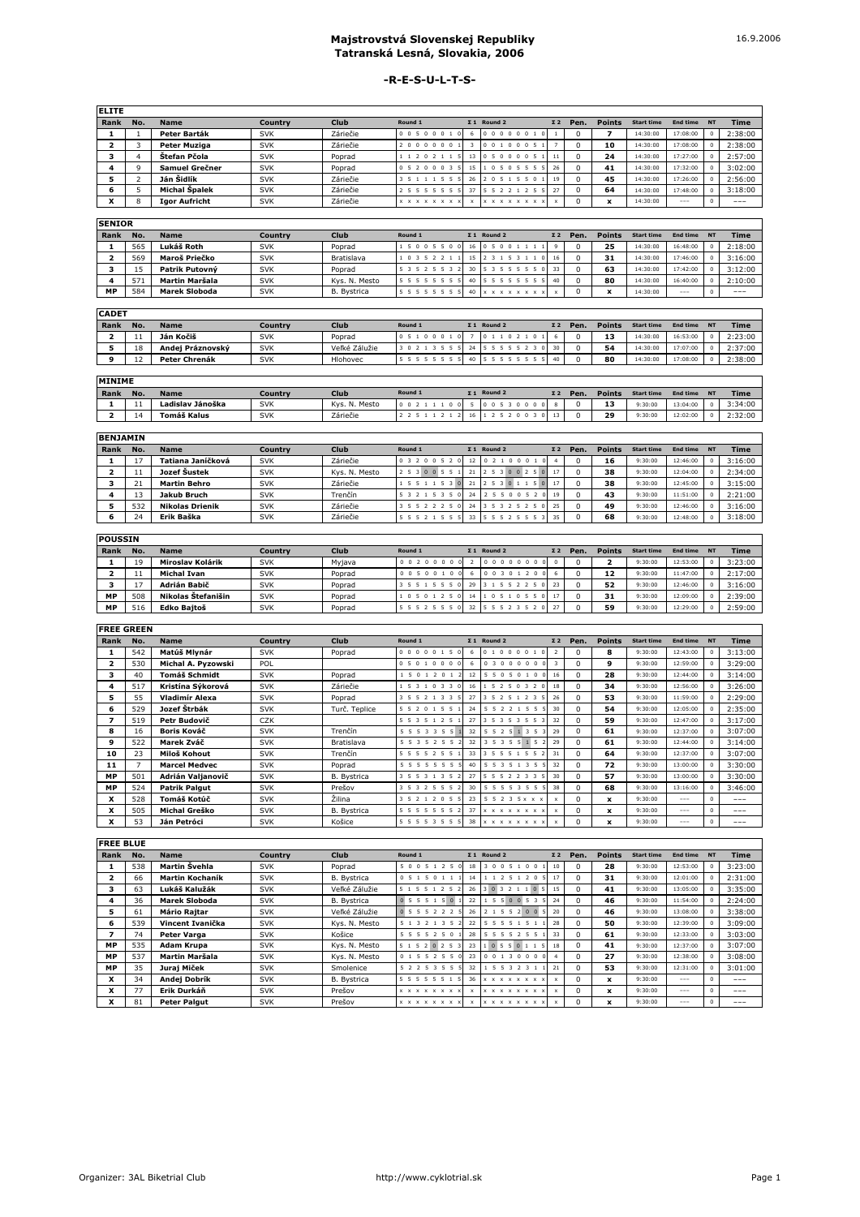# Majstrovstvá Slovenskej Republiky
## Tatranská Lesná, Slovakia, 2006

16.9.2006

### -R-E-S-U-L-T-S-

**ELITE**

| Rank | No. | Name | Country | Club | Round 1 | Σ 1 | Round 2 | Σ 2 | Pen. | Points | Start time | End time | NT | Time |
|---|---|---|---|---|---|---|---|---|---|---|---|---|---|---|
| 1 | 1 | Peter Barták | SVK | Záriečie | 0 0 5 0 0 0 1 0 | 6 | 0 0 0 0 0 0 1 0 | 1 | 0 | 7 | 14:30:00 | 17:08:00 | 0 | 2:38:00 |
| 2 | 3 | Peter Muziga | SVK | Záriečie | 2 0 0 0 0 0 0 1 | 3 | 0 0 1 0 0 0 5 1 | 7 | 0 | 10 | 14:30:00 | 17:08:00 | 0 | 2:38:00 |
| 3 | 4 | Štefan Pčola | SVK | Poprad | 1 1 2 0 2 1 1 5 | 13 | 0 5 0 0 0 0 5 1 | 11 | 0 | 24 | 14:30:00 | 17:27:00 | 0 | 2:57:00 |
| 4 | 9 | Samuel Grečner | SVK | Poprad | 0 5 2 0 0 0 3 5 | 15 | 1 0 5 0 5 5 5 5 | 26 | 0 | 41 | 14:30:00 | 17:32:00 | 0 | 3:02:00 |
| 5 | 2 | Ján Šidlík | SVK | Záriečie | 3 5 1 1 1 5 5 5 | 26 | 2 0 5 1 5 5 0 1 | 19 | 0 | 45 | 14:30:00 | 17:26:00 | 0 | 2:56:00 |
| 6 | 5 | Michal Špalek | SVK | Záriečie | 2 5 5 5 5 5 5 5 | 37 | 5 5 2 2 1 2 5 5 | 27 | 0 | 64 | 14:30:00 | 17:48:00 | 0 | 3:18:00 |
| X | 8 | Igor Aufricht | SVK | Záriečie | x x x x x x x x | x | x x x x x x x x | x | 0 | x | 14:30:00 | --- | 0 | --- |

**SENIOR**

| Rank | No. | Name | Country | Club | Round 1 | Σ 1 | Round 2 | Σ 2 | Pen. | Points | Start time | End time | NT | Time |
|---|---|---|---|---|---|---|---|---|---|---|---|---|---|---|
| 1 | 565 | Lukáš Roth | SVK | Poprad | 1 5 0 0 5 5 0 0 | 16 | 0 5 0 0 1 1 1 1 | 9 | 0 | 25 | 14:30:00 | 16:48:00 | 0 | 2:18:00 |
| 2 | 569 | Maroš Priečko | SVK | Bratislava | 1 0 3 5 2 2 1 1 | 15 | 2 3 1 5 3 1 1 0 | 16 | 0 | 31 | 14:30:00 | 17:46:00 | 0 | 3:16:00 |
| 3 | 15 | Patrik Putovný | SVK | Poprad | 5 3 5 2 5 5 3 2 | 30 | 5 3 5 5 5 5 5 0 | 33 | 0 | 63 | 14:30:00 | 17:42:00 | 0 | 3:12:00 |
| 4 | 571 | Martin Maršala | SVK | Kys. N. Mesto | 5 5 5 5 5 5 5 5 | 40 | 5 5 5 5 5 5 5 5 | 40 | 0 | 80 | 14:30:00 | 16:40:00 | 0 | 2:10:00 |
| MP | 584 | Marek Sloboda | SVK | B. Bystrica | 5 5 5 5 5 5 5 5 | 40 | x x x x x x x x | x | 0 | x | 14:30:00 | --- | 0 | --- |

**CADET**

| Rank | No. | Name | Country | Club | Round 1 | Σ 1 | Round 2 | Σ 2 | Pen. | Points | Start time | End time | NT | Time |
|---|---|---|---|---|---|---|---|---|---|---|---|---|---|---|
| 2 | 11 | Ján Kočiš | SVK | Poprad | 0 5 1 0 0 0 1 0 | 7 | 0 1 1 0 2 1 0 1 | 6 | 0 | 13 | 14:30:00 | 16:53:00 | 0 | 2:23:00 |
| 5 | 18 | Andej Práznovský | SVK | Veľké Záluže | 3 0 2 1 3 5 5 5 | 24 | 5 5 5 5 5 2 3 0 | 30 | 0 | 54 | 14:30:00 | 17:07:00 | 0 | 2:37:00 |
| 9 | 12 | Peter Chrenák | SVK | Hlohovec | 5 5 5 5 5 5 5 5 | 40 | 5 5 5 5 5 5 5 5 | 40 | 0 | 80 | 14:30:00 | 17:08:00 | 0 | 2:38:00 |

**MINIME**

| Rank | No. | Name | Country | Club | Round 1 | Σ 1 | Round 2 | Σ 2 | Pen. | Points | Start time | End time | NT | Time |
|---|---|---|---|---|---|---|---|---|---|---|---|---|---|---|
| 1 | 11 | Ladislav Jánoška | SVK | Kys. N. Mesto | 0 0 2 1 1 1 0 0 | 5 | 0 0 5 3 0 0 0 0 | 8 | 0 | 13 | 9:30:00 | 13:04:00 | 0 | 3:34:00 |
| 2 | 14 | Tomáš Kalus | SVK | Záriečie | 2 2 5 1 1 2 1 2 | 16 | 1 2 5 2 0 0 3 0 | 13 | 0 | 29 | 9:30:00 | 12:02:00 | 0 | 2:32:00 |

**BENJAMIN**

| Rank | No. | Name | Country | Club | Round 1 | Σ 1 | Round 2 | Σ 2 | Pen. | Points | Start time | End time | NT | Time |
|---|---|---|---|---|---|---|---|---|---|---|---|---|---|---|
| 1 | 17 | Tatiana Janíčková | SVK | Záriečie | 0 3 2 0 0 5 2 0 | 12 | 0 2 1 0 0 0 1 0 | 4 | 0 | 16 | 9:30:00 | 12:46:00 | 0 | 3:16:00 |
| 2 | 11 | Jozef Šustek | SVK | Kys. N. Mesto | 2 5 3 0 0 5 5 1 | 21 | 2 5 3 0 0 2 5 0 | 17 | 0 | 38 | 9:30:00 | 12:04:00 | 0 | 2:34:00 |
| 3 | 21 | Martin Behro | SVK | Záriečie | 1 5 5 1 1 5 3 0 | 21 | 2 5 3 0 1 1 5 0 | 17 | 0 | 38 | 9:30:00 | 12:45:00 | 0 | 3:15:00 |
| 4 | 13 | Jakub Bruch | SVK | Trenčín | 5 3 2 1 5 3 5 0 | 24 | 2 5 5 0 0 5 2 0 | 19 | 0 | 43 | 9:30:00 | 11:51:00 | 0 | 2:21:00 |
| 5 | 532 | Nikolas Drienik | SVK | Záriečie | 3 5 5 2 2 2 5 0 | 24 | 3 5 3 2 5 2 5 0 | 25 | 0 | 49 | 9:30:00 | 12:46:00 | 0 | 3:16:00 |
| 6 | 24 | Erik Baška | SVK | Záriečie | 5 5 5 2 1 5 5 5 | 33 | 5 5 5 2 5 5 5 3 | 35 | 0 | 68 | 9:30:00 | 12:48:00 | 0 | 3:18:00 |

**POUSSIN**

| Rank | No. | Name | Country | Club | Round 1 | Σ 1 | Round 2 | Σ 2 | Pen. | Points | Start time | End time | NT | Time |
|---|---|---|---|---|---|---|---|---|---|---|---|---|---|---|
| 1 | 19 | Miroslav Kolárik | SVK | Myjava | 0 0 2 0 0 0 0 0 | 2 | 0 0 0 0 0 0 0 0 | 0 | 0 | 2 | 9:30:00 | 12:53:00 | 0 | 3:23:00 |
| 2 | 11 | Michal Ivan | SVK | Poprad | 0 0 5 0 0 1 0 0 | 6 | 0 0 3 0 1 2 0 0 | 6 | 0 | 12 | 9:30:00 | 11:47:00 | 0 | 2:17:00 |
| 3 | 17 | Adrián Babič | SVK | Poprad | 3 5 5 1 5 5 5 0 | 29 | 3 1 5 5 2 2 5 0 | 23 | 0 | 52 | 9:30:00 | 12:46:00 | 0 | 3:16:00 |
| MP | 508 | Nikolas Štefanišin | SVK | Poprad | 1 0 5 0 1 2 5 0 | 14 | 1 0 5 1 0 5 5 0 | 17 | 0 | 31 | 9:30:00 | 12:09:00 | 0 | 2:39:00 |
| MP | 516 | Edko Bajtoš | SVK | Poprad | 5 5 5 2 5 5 5 0 | 32 | 5 5 5 2 3 5 2 0 | 27 | 0 | 59 | 9:30:00 | 12:29:00 | 0 | 2:59:00 |

**FREE GREEN**

| Rank | No. | Name | Country | Club | Round 1 | Σ 1 | Round 2 | Σ 2 | Pen. | Points | Start time | End time | NT | Time |
|---|---|---|---|---|---|---|---|---|---|---|---|---|---|---|
| 1 | 542 | Matúš Mlynár | SVK | Poprad | 0 0 0 0 0 1 5 0 | 6 | 0 1 0 0 0 0 1 0 | 2 | 0 | 8 | 9:30:00 | 12:43:00 | 0 | 3:13:00 |
| 2 | 530 | Michal A. Pyzowski | POL | | 0 5 0 1 0 0 0 0 | 6 | 0 3 0 0 0 0 0 0 | 3 | 0 | 9 | 9:30:00 | 12:59:00 | 0 | 3:29:00 |
| 3 | 40 | Tomáš Schmidt | SVK | Poprad | 1 5 0 1 2 0 1 2 | 12 | 5 5 0 5 0 1 0 0 | 16 | 0 | 28 | 9:30:00 | 12:44:00 | 0 | 3:14:00 |
| 4 | 517 | Kristína Sýkorová | SVK | Záriečie | 1 5 3 1 0 3 3 0 | 16 | 1 5 2 5 0 3 2 0 | 18 | 0 | 34 | 9:30:00 | 12:56:00 | 0 | 3:26:00 |
| 5 | 55 | Vladimír Alexa | SVK | Poprad | 3 5 5 2 1 3 3 5 | 27 | 3 5 2 5 1 2 3 5 | 26 | 0 | 53 | 9:30:00 | 11:59:00 | 0 | 2:29:00 |
| 6 | 529 | Jozef Štrbák | SVK | Turč. Teplice | 5 5 2 0 1 5 5 1 | 24 | 5 5 2 2 1 5 5 5 | 30 | 0 | 54 | 9:30:00 | 12:05:00 | 0 | 2:35:00 |
| 7 | 519 | Petr Budovič | CZK | | 5 5 3 5 1 2 5 1 | 27 | 3 5 3 5 3 5 5 3 | 32 | 0 | 59 | 9:30:00 | 12:47:00 | 0 | 3:17:00 |
| 8 | 16 | Boris Kováč | SVK | Trenčín | 5 5 5 3 3 5 5 1 | 32 | 5 5 2 5 1 3 5 3 | 29 | 0 | 61 | 9:30:00 | 12:37:00 | 0 | 3:07:00 |
| 9 | 522 | Marek Zváč | SVK | Bratislava | 5 5 3 5 2 5 5 2 | 32 | 3 5 3 5 5 1 5 2 | 29 | 0 | 61 | 9:30:00 | 12:44:00 | 0 | 3:14:00 |
| 10 | 23 | Miloš Kohout | SVK | Trenčín | 5 5 5 5 2 5 5 1 | 33 | 3 5 5 5 1 5 5 2 | 31 | 0 | 64 | 9:30:00 | 12:37:00 | 0 | 3:07:00 |
| 11 | 7 | Marcel Medvec | SVK | Poprad | 5 5 5 5 5 5 5 5 | 40 | 5 5 3 5 1 3 5 5 | 32 | 0 | 72 | 9:30:00 | 13:00:00 | 0 | 3:30:00 |
| MP | 501 | Adrián Valjanovič | SVK | B. Bystrica | 3 5 5 3 1 3 5 2 | 27 | 5 5 5 2 2 3 3 5 | 30 | 0 | 57 | 9:30:00 | 13:00:00 | 0 | 3:30:00 |
| MP | 524 | Patrik Palgut | SVK | Prešov | 3 5 3 2 5 5 5 2 | 30 | 5 5 5 5 3 5 5 5 | 38 | 0 | 68 | 9:30:00 | 13:16:00 | 0 | 3:46:00 |
| X | 528 | Tomáš Kotúč | SVK | Žilina | 3 5 2 1 2 0 5 5 | 23 | 5 5 2 3 5 x x x | x | 0 | x | 9:30:00 | --- | 0 | --- |
| X | 505 | Michal Greško | SVK | B. Bystrica | 5 5 5 5 5 5 5 2 | 37 | x x x x x x x x | x | 0 | x | 9:30:00 | --- | 0 | --- |
| X | 53 | Ján Petróci | SVK | Košice | 5 5 5 5 3 5 5 5 | 38 | x x x x x x x x | x | 0 | x | 9:30:00 | --- | 0 | --- |

**FREE BLUE**

| Rank | No. | Name | Country | Club | Round 1 | Σ 1 | Round 2 | Σ 2 | Pen. | Points | Start time | End time | NT | Time |
|---|---|---|---|---|---|---|---|---|---|---|---|---|---|---|
| 1 | 538 | Martin Švehla | SVK | Poprad | 5 0 0 5 1 2 5 0 | 18 | 3 0 0 5 1 0 0 1 | 10 | 0 | 28 | 9:30:00 | 12:53:00 | 0 | 3:23:00 |
| 2 | 66 | Martin Kochaník | SVK | B. Bystrica | 0 5 1 5 0 1 1 1 | 14 | 1 1 2 5 1 2 0 5 | 17 | 0 | 31 | 9:30:00 | 12:01:00 | 0 | 2:31:00 |
| 3 | 63 | Lukáš Kalužák | SVK | Veľké Záluže | 5 1 5 5 1 2 5 2 | 26 | 3 0 3 2 1 1 0 5 | 15 | 0 | 41 | 9:30:00 | 13:05:00 | 0 | 3:35:00 |
| 4 | 36 | Marek Sloboda | SVK | B. Bystrica | 0 5 5 5 1 5 0 1 | 22 | 1 5 5 0 0 5 3 5 | 24 | 0 | 46 | 9:30:00 | 11:54:00 | 0 | 2:24:00 |
| 5 | 61 | Mário Rajtar | SVK | Veľké Záluže | 0 5 5 5 2 2 2 5 | 26 | 2 1 5 5 2 0 0 5 | 20 | 0 | 46 | 9:30:00 | 13:08:00 | 0 | 3:38:00 |
| 6 | 539 | Vincent Ivanička | SVK | Kys. N. Mesto | 5 1 3 2 1 3 5 2 | 22 | 5 5 5 5 1 5 1 1 | 28 | 0 | 50 | 9:30:00 | 12:39:00 | 0 | 3:09:00 |
| 7 | 74 | Peter Varga | SVK | Košice | 5 5 5 5 2 5 0 1 | 28 | 5 5 5 5 2 5 5 1 | 33 | 0 | 61 | 9:30:00 | 12:33:00 | 0 | 3:03:00 |
| MP | 535 | Adam Krupa | SVK | Kys. N. Mesto | 5 1 5 2 0 2 5 3 | 23 | 1 0 5 5 0 1 1 5 | 18 | 0 | 41 | 9:30:00 | 12:37:00 | 0 | 3:07:00 |
| MP | 537 | Martin Maršala | SVK | Kys. N. Mesto | 0 1 5 5 2 5 5 0 | 23 | 0 0 1 3 0 0 0 0 | 4 | 0 | 27 | 9:30:00 | 12:38:00 | 0 | 3:08:00 |
| MP | 35 | Juraj Miček | SVK | Smolenice | 5 2 2 5 3 5 5 5 | 32 | 1 5 5 3 2 3 1 1 | 21 | 0 | 53 | 9:30:00 | 12:31:00 | 0 | 3:01:00 |
| X | 34 | Andej Dobrík | SVK | B. Bystrica | 5 5 5 5 5 5 1 5 | 36 | x x x x x x x x | x | 0 | x | 9:30:00 | --- | 0 | --- |
| X | 77 | Erik Durkáň | SVK | Prešov | x x x x x x x x | x | x x x x x x x x | x | 0 | x | 9:30:00 | --- | 0 | --- |
| X | 81 | Peter Palgut | SVK | Prešov | x x x x x x x x | x | x x x x x x x x | x | 0 | x | 9:30:00 | --- | 0 | --- |

Organizer: 3AL Biketrial Club | http://www.cyklotrial.sk